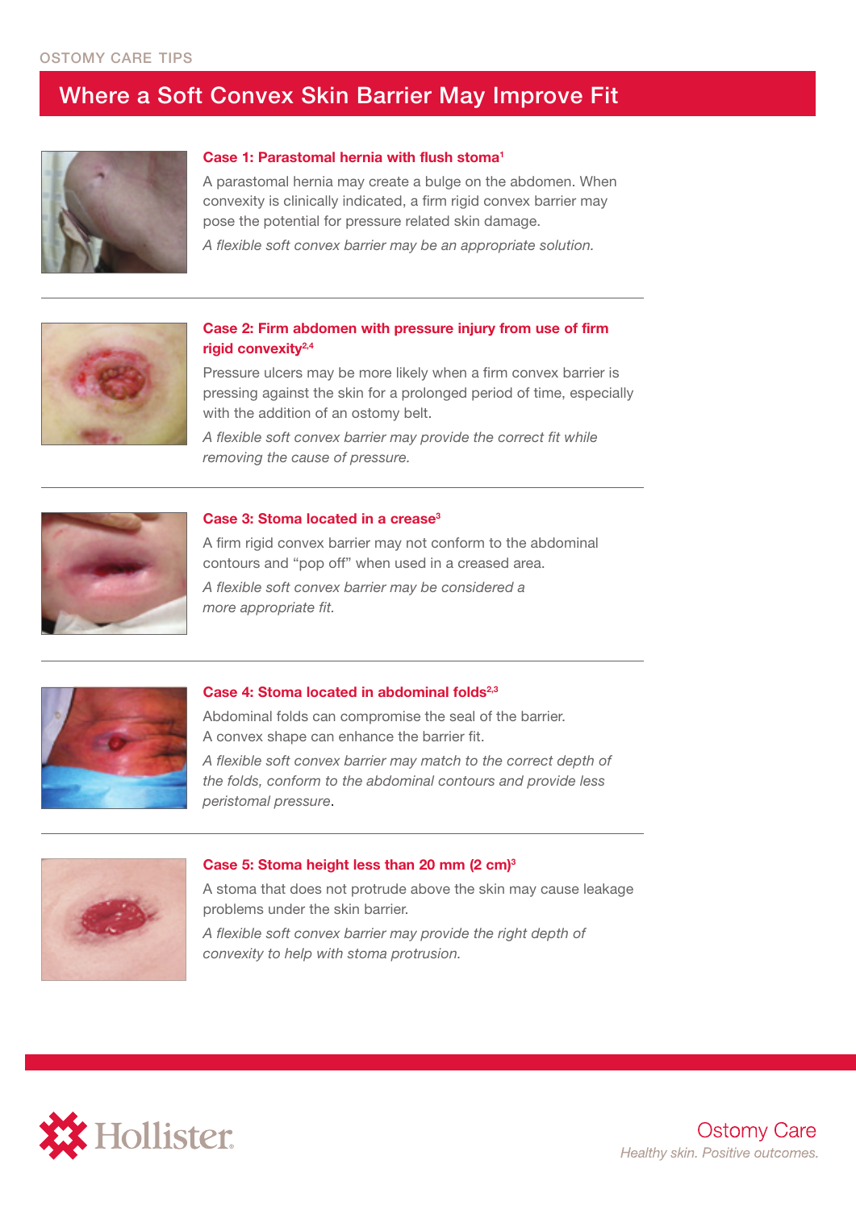OSTOMY CARE TIPS

# Where a Soft Convex Skin Barrier May Improve Fit

### Case 1: Parastomal hernia with flush stoma[1]

A parastomal hernia may create a bulge on the abdomen. When convexity is clinically indicated, a firm rigid convex barrier may pose the potential for pressure related skin damage.

*A flexible soft convex barrier may be an appropriate solution.*

---

### Case 2: Firm abdomen with pressure injury from use of firm rigid convexity[2,4]

Pressure ulcers may be more likely when a firm convex barrier is pressing against the skin for a prolonged period of time, especially with the addition of an ostomy belt.

*A flexible soft convex barrier may provide the correct fit while removing the cause of pressure.*

---

### Case 3: Stoma located in a crease[3]

A firm rigid convex barrier may not conform to the abdominal contours and "pop off" when used in a creased area.

*A flexible soft convex barrier may be considered a more appropriate fit.*

---

### Case 4: Stoma located in abdominal folds[2,3]

Abdominal folds can compromise the seal of the barrier. A convex shape can enhance the barrier fit.

*A flexible soft convex barrier may match to the correct depth of the folds, conform to the abdominal contours and provide less peristomal pressure*.

---

### Case 5: Stoma height less than 20 mm (2 cm)[3]

A stoma that does not protrude above the skin may cause leakage problems under the skin barrier.

*A flexible soft convex barrier may provide the right depth of convexity to help with stoma protrusion.*

---

Hollister

Ostomy Care

*Healthy skin. Positive outcomes.*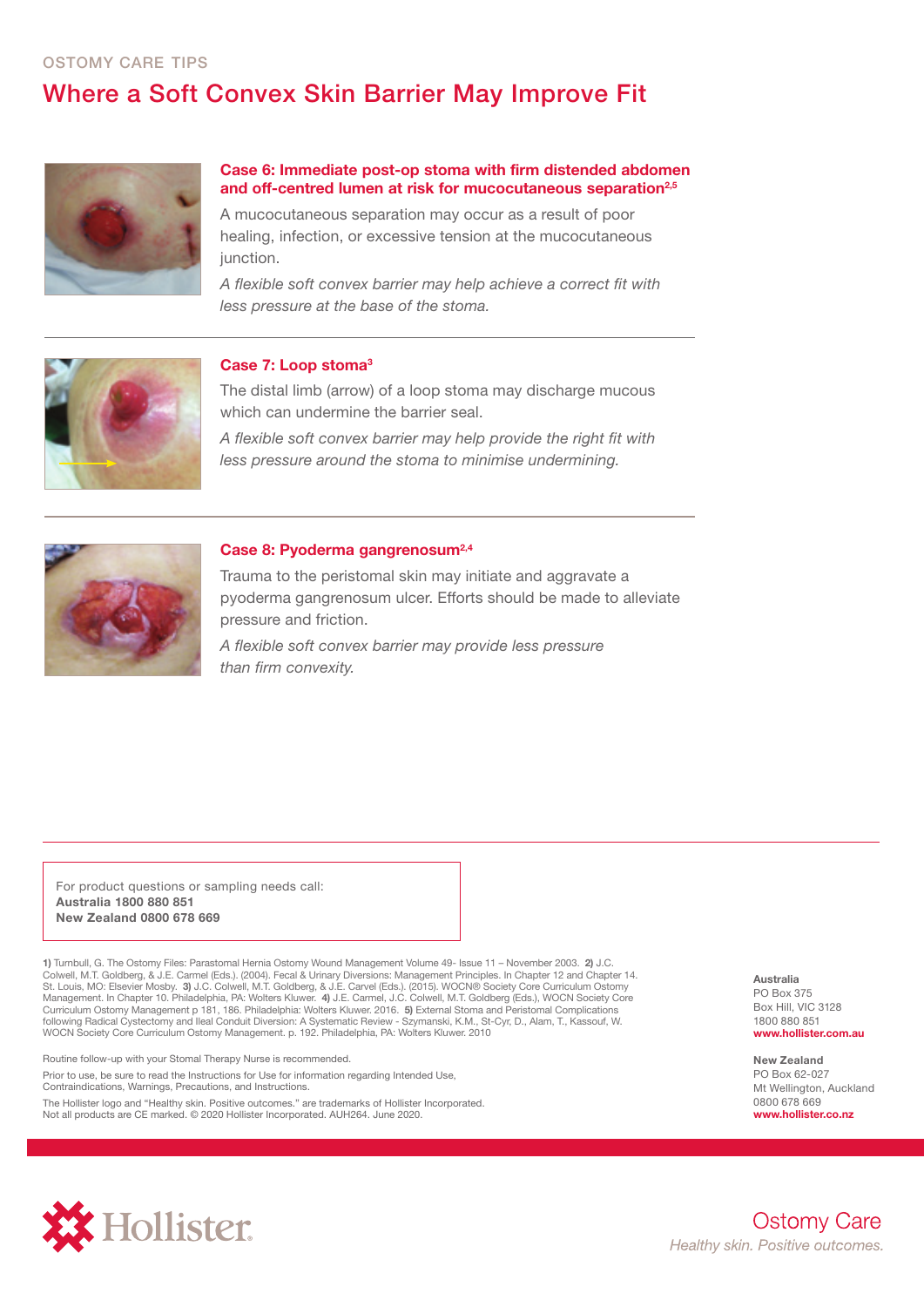OSTOMY CARE TIPS

# Where a Soft Convex Skin Barrier May Improve Fit

### Case 6: Immediate post-op stoma with firm distended abdomen and off-centred lumen at risk for mucocutaneous separation[2,5]

A mucocutaneous separation may occur as a result of poor healing, infection, or excessive tension at the mucocutaneous junction.

*A flexible soft convex barrier may help achieve a correct fit with less pressure at the base of the stoma.*

### Case 7: Loop stoma[3]

The distal limb (arrow) of a loop stoma may discharge mucous which can undermine the barrier seal.

*A flexible soft convex barrier may help provide the right fit with less pressure around the stoma to minimise undermining.*

### Case 8: Pyoderma gangrenosum[2,4]

Trauma to the peristomal skin may initiate and aggravate a pyoderma gangrenosum ulcer. Efforts should be made to alleviate pressure and friction.

*A flexible soft convex barrier may provide less pressure than firm convexity.*

For product questions or sampling needs call:
**Australia 1800 880 851**
**New Zealand 0800 678 669**

**1)** Turnbull, G. The Ostomy Files: Parastomal Hernia Ostomy Wound Management Volume 49- Issue 11 – November 2003. **2)** J.C. Colwell, M.T. Goldberg, & J.E. Carmel (Eds.). (2004). Fecal & Urinary Diversions: Management Principles. In Chapter 12 and Chapter 14. St. Louis, MO: Elsevier Mosby. **3)** J.C. Colwell, M.T. Goldberg, & J.E. Carvel (Eds.). (2015). WOCN® Society Core Curriculum Ostomy Management. In Chapter 10. Philadelphia, PA: Wolters Kluwer. **4)** J.E. Carmel, J.C. Colwell, M.T. Goldberg (Eds.), WOCN Society Core Curriculum Ostomy Management p 181, 186. Philadelphia: Wolters Kluwer. 2016. **5)** External Stoma and Peristomal Complications following Radical Cystectomy and Ileal Conduit Diversion: A Systematic Review - Szymanski, K.M., St-Cyr, D., Alam, T., Kassouf, W. WOCN Society Core Curriculum Ostomy Management. p. 192. Philadelphia, PA: Wolters Kluwer. 2010

Routine follow-up with your Stomal Therapy Nurse is recommended.

Prior to use, be sure to read the Instructions for Use for information regarding Intended Use, Contraindications, Warnings, Precautions, and Instructions.

The Hollister logo and "Healthy skin. Positive outcomes." are trademarks of Hollister Incorporated. Not all products are CE marked. © 2020 Hollister Incorporated. AUH264. June 2020.

**Australia**
PO Box 375
Box Hill, VIC 3128
1800 880 851
**www.hollister.com.au**

**New Zealand**
PO Box 62-027
Mt Wellington, Auckland
0800 678 669
**www.hollister.co.nz**

Hollister

Ostomy Care
*Healthy skin. Positive outcomes.*